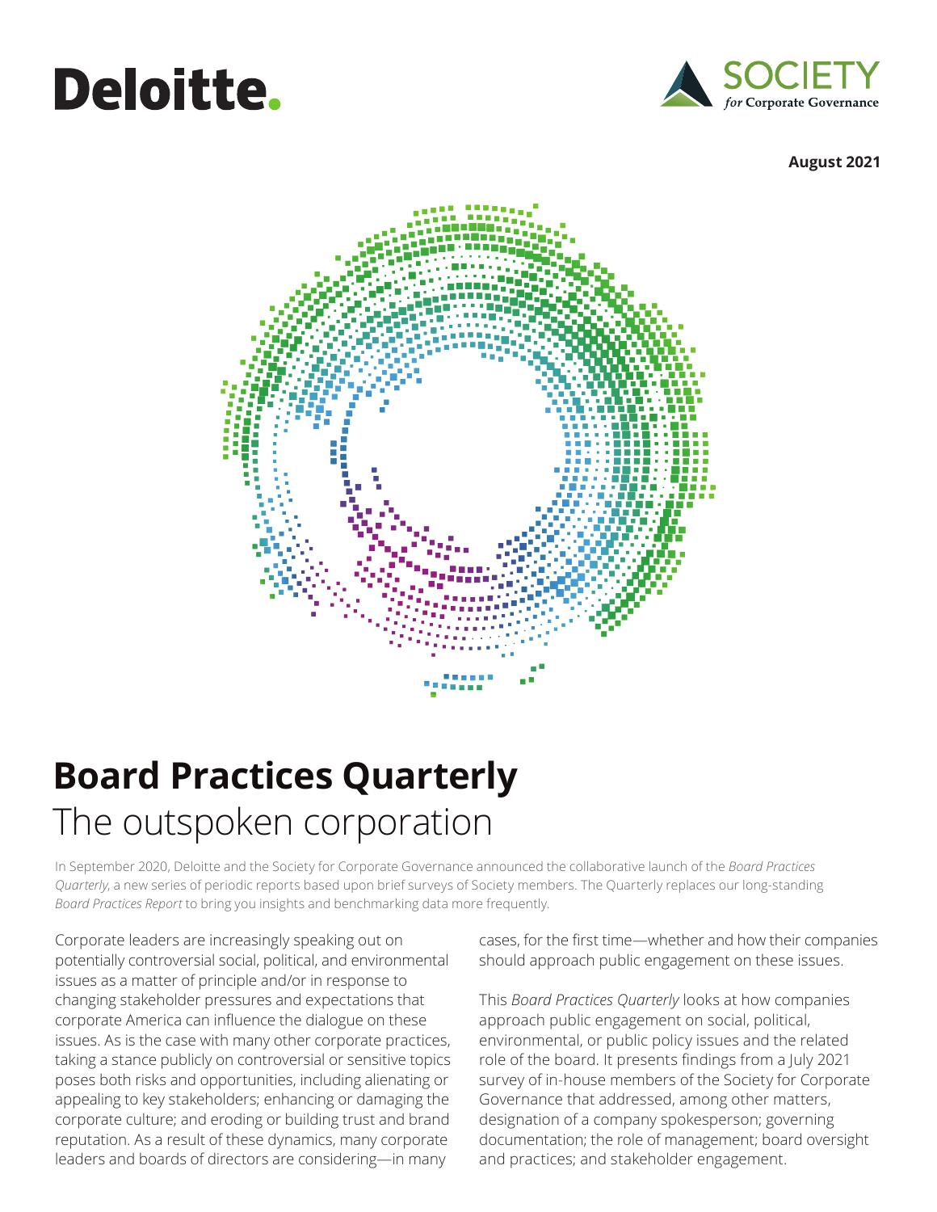Deloitte.

SOCIETY *for Corporate Governance*

**August 2021**

# Board Practices Quarterly

## The outspoken corporation

In September 2020, Deloitte and the Society for Corporate Governance announced the collaborative launch of the *Board Practices Quarterly*, a new series of periodic reports based upon brief surveys of Society members. The Quarterly replaces our long-standing *Board Practices Report* to bring you insights and benchmarking data more frequently.

Corporate leaders are increasingly speaking out on potentially controversial social, political, and environmental issues as a matter of principle and/or in response to changing stakeholder pressures and expectations that corporate America can influence the dialogue on these issues. As is the case with many other corporate practices, taking a stance publicly on controversial or sensitive topics poses both risks and opportunities, including alienating or appealing to key stakeholders; enhancing or damaging the corporate culture; and eroding or building trust and brand reputation. As a result of these dynamics, many corporate leaders and boards of directors are considering—in many cases, for the first time—whether and how their companies should approach public engagement on these issues.

This *Board Practices Quarterly* looks at how companies approach public engagement on social, political, environmental, or public policy issues and the related role of the board. It presents findings from a July 2021 survey of in-house members of the Society for Corporate Governance that addressed, among other matters, designation of a company spokesperson; governing documentation; the role of management; board oversight and practices; and stakeholder engagement.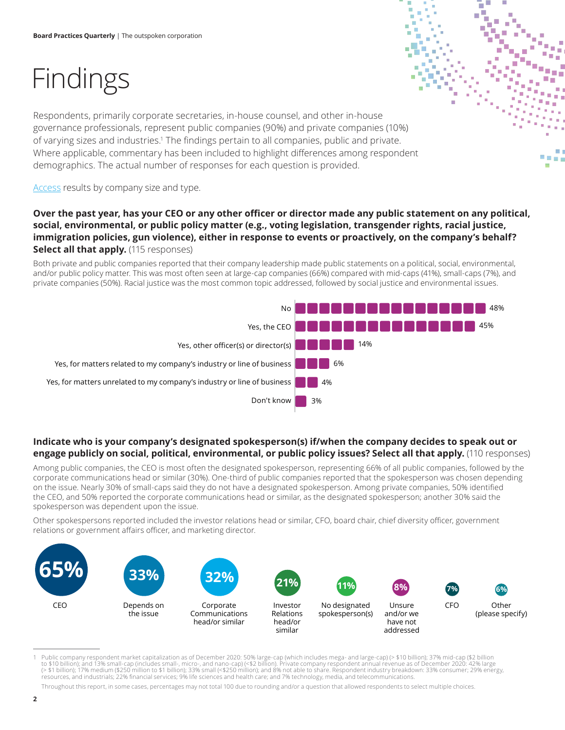# Findings

Respondents, primarily corporate secretaries, in-house counsel, and other in-house governance professionals, represent public companies (90%) and private companies (10%) of varying sizes and industries.[1] The findings pertain to all companies, public and private. Where applicable, commentary has been included to highlight differences among respondent demographics. The actual number of responses for each question is provided.

Access results by company size and type.

**Over the past year, has your CEO or any other officer or director made any public statement on any political, social, environmental, or public policy matter (e.g., voting legislation, transgender rights, racial justice, immigration policies, gun violence), either in response to events or proactively, on the company's behalf? Select all that apply.** (115 responses)

Both private and public companies reported that their company leadership made public statements on a political, social, environmental, and/or public policy matter. This was most often seen at large-cap companies (66%) compared with mid-caps (41%), small-caps (7%), and private companies (50%). Racial justice was the most common topic addressed, followed by social justice and environmental issues.

| Response | % |
|---|---|
| No | 48% |
| Yes, the CEO | 45% |
| Yes, other officer(s) or director(s) | 14% |
| Yes, for matters related to my company's industry or line of business | 6% |
| Yes, for matters unrelated to my company's industry or line of business | 4% |
| Don't know | 3% |

**Indicate who is your company's designated spokesperson(s) if/when the company decides to speak out or engage publicly on social, political, environmental, or public policy issues? Select all that apply.** (110 responses)

Among public companies, the CEO is most often the designated spokesperson, representing 66% of all public companies, followed by the corporate communications head or similar (30%). One-third of public companies reported that the spokesperson was chosen depending on the issue. Nearly 30% of small-caps said they do not have a designated spokesperson. Among private companies, 50% identified the CEO, and 50% reported the corporate communications head or similar, as the designated spokesperson; another 30% said the spokesperson was dependent upon the issue.

Other spokespersons reported included the investor relations head or similar, CFO, board chair, chief diversity officer, government relations or government affairs officer, and marketing director.

| Spokesperson | % |
|---|---|
| CEO | 65% |
| Depends on the issue | 33% |
| Corporate Communications head/or similar | 32% |
| Investor Relations head/or similar | 21% |
| No designated spokesperson(s) | 11% |
| Unsure and/or we have not addressed | 8% |
| CFO | 7% |
| Other (please specify) | 6% |

1 Public company respondent market capitalization as of December 2020: 50% large-cap (which includes mega- and large-cap) (> $10 billion); 37% mid-cap ($2 billion to $10 billion); and 13% small-cap (includes small-, micro-, and nano-cap) (<$2 billion). Private company respondent annual revenue as of December 2020: 42% large (> $1 billion); 17% medium ($250 million to $1 billion); 33% small (<$250 million); and 8% not able to share. Respondent industry breakdown: 33% consumer; 29% energy, resources, and industrials; 22% financial services; 9% life sciences and health care; and 7% technology, media, and telecommunications.

Throughout this report, in some cases, percentages may not total 100 due to rounding and/or a question that allowed respondents to select multiple choices.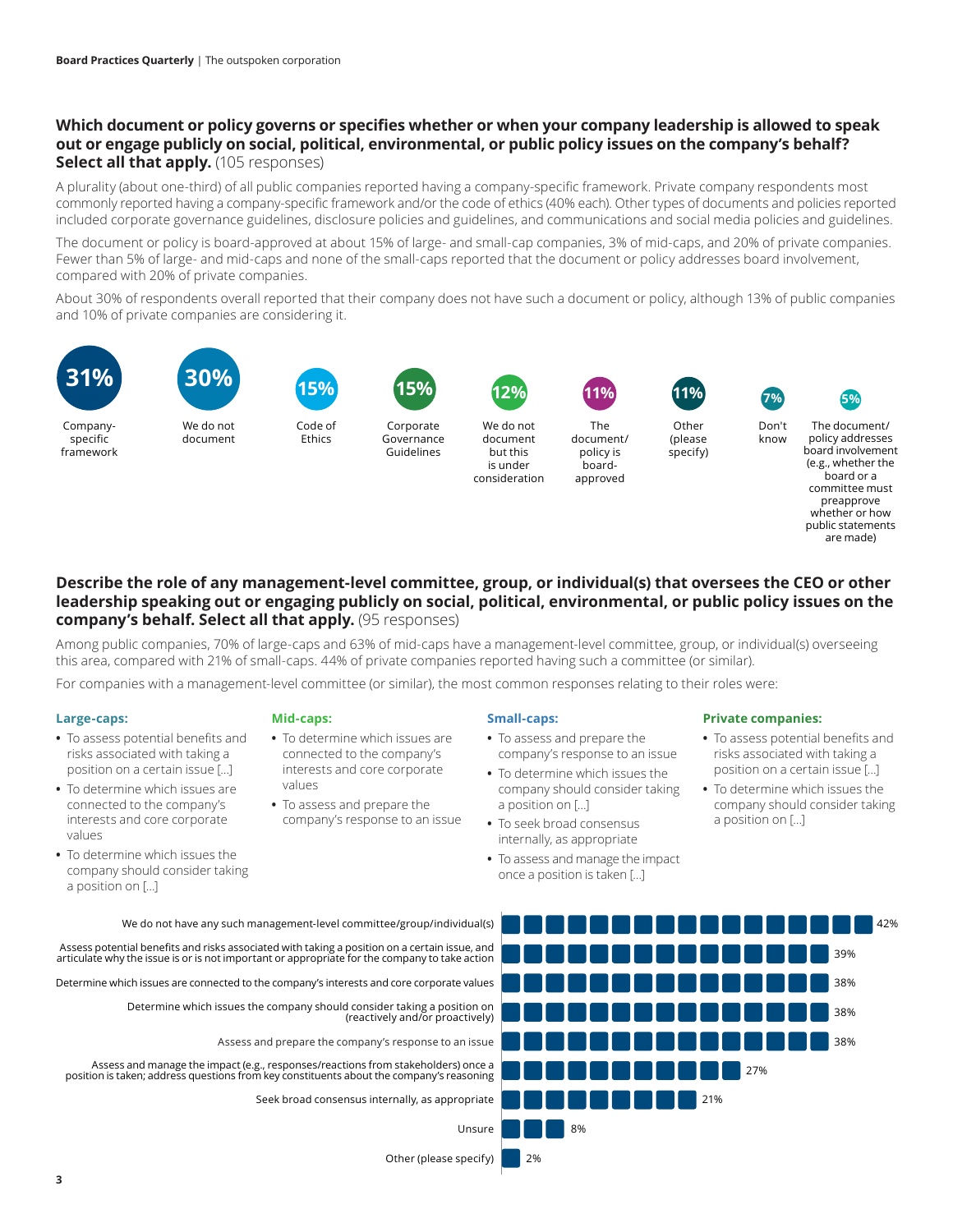### Which document or policy governs or specifies whether or when your company leadership is allowed to speak out or engage publicly on social, political, environmental, or public policy issues on the company's behalf? Select all that apply. (105 responses)

A plurality (about one-third) of all public companies reported having a company-specific framework. Private company respondents most commonly reported having a company-specific framework and/or the code of ethics (40% each). Other types of documents and policies reported included corporate governance guidelines, disclosure policies and guidelines, and communications and social media policies and guidelines.

The document or policy is board-approved at about 15% of large- and small-cap companies, 3% of mid-caps, and 20% of private companies. Fewer than 5% of large- and mid-caps and none of the small-caps reported that the document or policy addresses board involvement, compared with 20% of private companies.

About 30% of respondents overall reported that their company does not have such a document or policy, although 13% of public companies and 10% of private companies are considering it.

| Response | % |
| --- | --- |
| Company-specific framework | 31% |
| We do not document | 30% |
| Code of Ethics | 15% |
| Corporate Governance Guidelines | 15% |
| We do not document but this is under consideration | 12% |
| The document/policy is board-approved | 11% |
| Other (please specify) | 11% |
| Don't know | 7% |
| The document/policy addresses board involvement (e.g., whether the board or a committee must preapprove whether or how public statements are made) | 5% |

### Describe the role of any management-level committee, group, or individual(s) that oversees the CEO or other leadership speaking out or engaging publicly on social, political, environmental, or public policy issues on the company's behalf. Select all that apply. (95 responses)

Among public companies, 70% of large-caps and 63% of mid-caps have a management-level committee, group, or individual(s) overseeing this area, compared with 21% of small-caps. 44% of private companies reported having such a committee (or similar).

For companies with a management-level committee (or similar), the most common responses relating to their roles were:

**Large-caps:**

- To assess potential benefits and risks associated with taking a position on a certain issue [...]
- To determine which issues are connected to the company's interests and core corporate values
- To determine which issues the company should consider taking a position on [...]

**Mid-caps:**

- To determine which issues are connected to the company's interests and core corporate values
- To assess and prepare the company's response to an issue

**Small-caps:**

- To assess and prepare the company's response to an issue
- To determine which issues the company should consider taking a position on [...]
- To seek broad consensus internally, as appropriate
- To assess and manage the impact once a position is taken [...]

**Private companies:**

- To assess potential benefits and risks associated with taking a position on a certain issue [...]
- To determine which issues the company should consider taking a position on [...]

| Response | % |
| --- | --- |
| We do not have any such management-level committee/group/individual(s) | 42% |
| Assess potential benefits and risks associated with taking a position on a certain issue, and articulate why the issue is or is not important or appropriate for the company to take action | 39% |
| Determine which issues are connected to the company's interests and core corporate values | 38% |
| Determine which issues the company should consider taking a position on (reactively and/or proactively) | 38% |
| Assess and prepare the company's response to an issue | 38% |
| Assess and manage the impact (e.g., responses/reactions from stakeholders) once a position is taken; address questions from key constituents about the company's reasoning | 27% |
| Seek broad consensus internally, as appropriate | 21% |
| Unsure | 8% |
| Other (please specify) | 2% |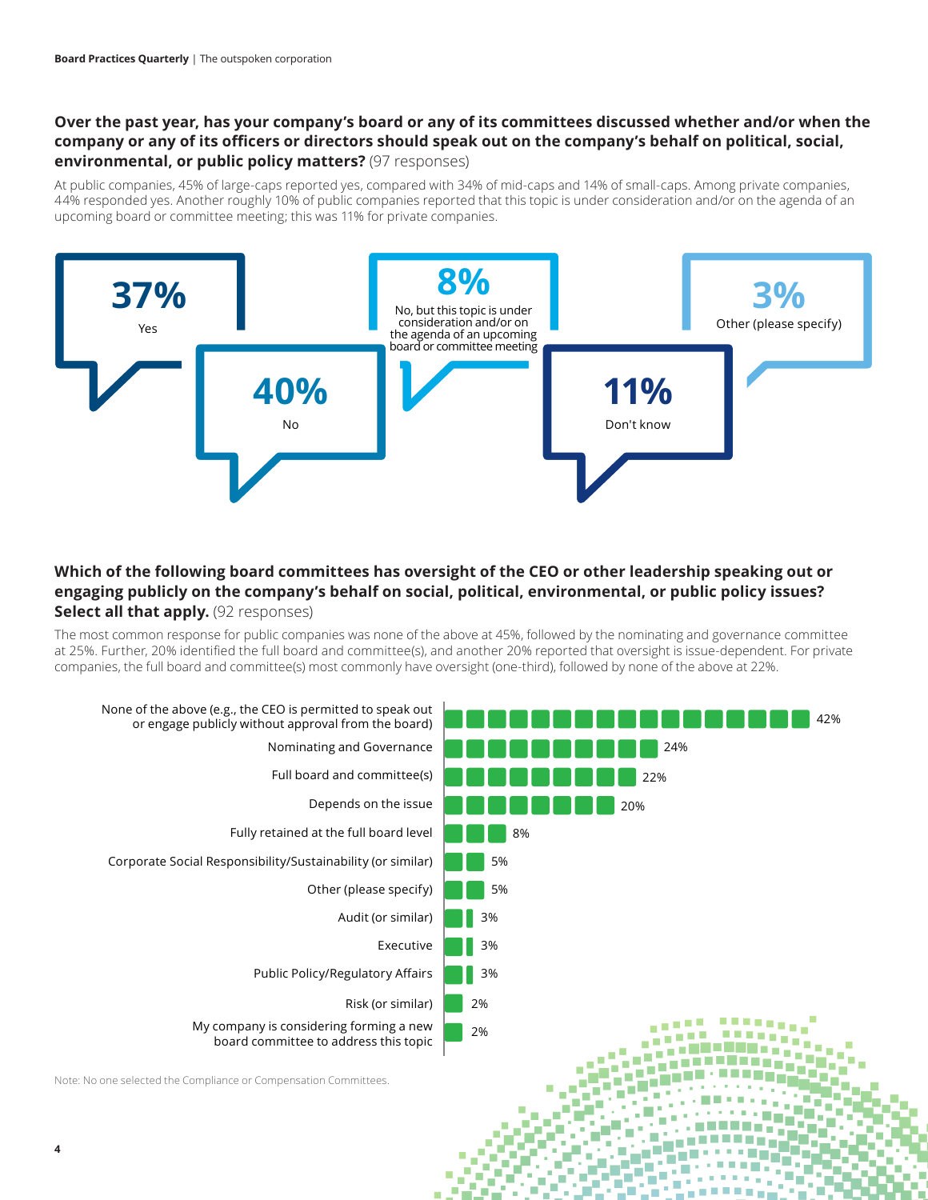**Over the past year, has your company's board or any of its committees discussed whether and/or when the company or any of its officers or directors should speak out on the company's behalf on political, social, environmental, or public policy matters?** (97 responses)

At public companies, 45% of large-caps reported yes, compared with 34% of mid-caps and 14% of small-caps. Among private companies, 44% responded yes. Another roughly 10% of public companies reported that this topic is under consideration and/or on the agenda of an upcoming board or committee meeting; this was 11% for private companies.

| Response | Percentage |
|---|---|
| Yes | 37% |
| No | 40% |
| No, but this topic is under consideration and/or on the agenda of an upcoming board or committee meeting | 8% |
| Don't know | 11% |
| Other (please specify) | 3% |

**Which of the following board committees has oversight of the CEO or other leadership speaking out or engaging publicly on the company's behalf on social, political, environmental, or public policy issues? Select all that apply.** (92 responses)

The most common response for public companies was none of the above at 45%, followed by the nominating and governance committee at 25%. Further, 20% identified the full board and committee(s), and another 20% reported that oversight is issue-dependent. For private companies, the full board and committee(s) most commonly have oversight (one-third), followed by none of the above at 22%.

| Committee | Percentage |
|---|---|
| None of the above (e.g., the CEO is permitted to speak out or engage publicly without approval from the board) | 42% |
| Nominating and Governance | 24% |
| Full board and committee(s) | 22% |
| Depends on the issue | 20% |
| Fully retained at the full board level | 8% |
| Corporate Social Responsibility/Sustainability (or similar) | 5% |
| Other (please specify) | 5% |
| Audit (or similar) | 3% |
| Executive | 3% |
| Public Policy/Regulatory Affairs | 3% |
| Risk (or similar) | 2% |
| My company is considering forming a new board committee to address this topic | 2% |

Note: No one selected the Compliance or Compensation Committees.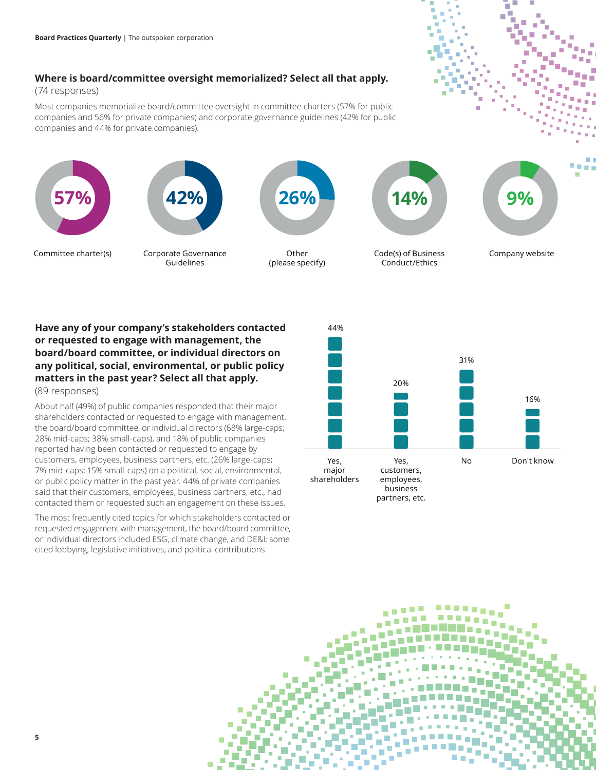### Where is board/committee oversight memorialized? Select all that apply.

(74 responses)

Most companies memorialize board/committee oversight in committee charters (57% for public companies and 56% for private companies) and corporate governance guidelines (42% for public companies and 44% for private companies).

| Location | Percentage |
|---|---|
| Committee charter(s) | 57% |
| Corporate Governance Guidelines | 42% |
| Other (please specify) | 26% |
| Code(s) of Business Conduct/Ethics | 14% |
| Company website | 9% |

### Have any of your company's stakeholders contacted or requested to engage with management, the board/board committee, or individual directors on any political, social, environmental, or public policy matters in the past year? Select all that apply.

(89 responses)

About half (49%) of public companies responded that their major shareholders contacted or requested to engage with management, the board/board committee, or individual directors (68% large-caps; 28% mid-caps; 38% small-caps), and 18% of public companies reported having been contacted or requested to engage by customers, employees, business partners, etc. (26% large-caps; 7% mid-caps; 15% small-caps) on a political, social, environmental, or public policy matter in the past year. 44% of private companies said that their customers, employees, business partners, etc., had contacted them or requested such an engagement on these issues.

The most frequently cited topics for which stakeholders contacted or requested engagement with management, the board/board committee, or individual directors included ESG, climate change, and DE&I; some cited lobbying, legislative initiatives, and political contributions.

| Response | Percentage |
|---|---|
| Yes, major shareholders | 44% |
| Yes, customers, employees, business partners, etc. | 20% |
| No | 31% |
| Don't know | 16% |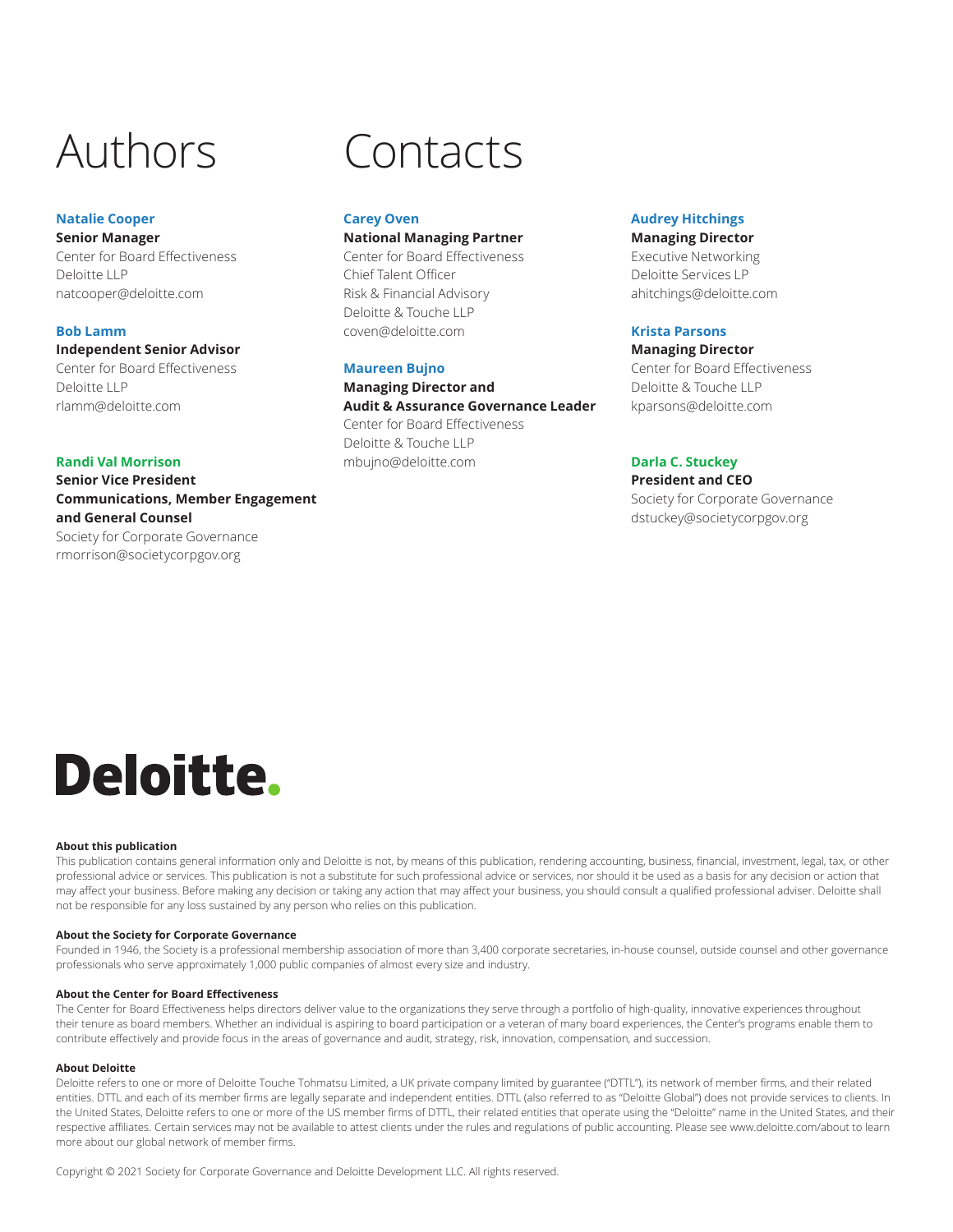# Authors

**Natalie Cooper**
**Senior Manager**
Center for Board Effectiveness
Deloitte LLP
natcooper@deloitte.com

**Bob Lamm**
**Independent Senior Advisor**
Center for Board Effectiveness
Deloitte LLP
rlamm@deloitte.com

**Randi Val Morrison**
**Senior Vice President**
**Communications, Member Engagement and General Counsel**
Society for Corporate Governance
rmorrison@societycorpgov.org

# Contacts

**Carey Oven**
**National Managing Partner**
Center for Board Effectiveness
Chief Talent Officer
Risk & Financial Advisory
Deloitte & Touche LLP
coven@deloitte.com

**Maureen Bujno**
**Managing Director and Audit & Assurance Governance Leader**
Center for Board Effectiveness
Deloitte & Touche LLP
mbujno@deloitte.com

**Audrey Hitchings**
**Managing Director**
Executive Networking
Deloitte Services LP
ahitchings@deloitte.com

**Krista Parsons**
**Managing Director**
Center for Board Effectiveness
Deloitte & Touche LLP
kparsons@deloitte.com

**Darla C. Stuckey**
**President and CEO**
Society for Corporate Governance
dstuckey@societycorpgov.org

Deloitte.

**About this publication**

This publication contains general information only and Deloitte is not, by means of this publication, rendering accounting, business, financial, investment, legal, tax, or other professional advice or services. This publication is not a substitute for such professional advice or services, nor should it be used as a basis for any decision or action that may affect your business. Before making any decision or taking any action that may affect your business, you should consult a qualified professional adviser. Deloitte shall not be responsible for any loss sustained by any person who relies on this publication.

**About the Society for Corporate Governance**

Founded in 1946, the Society is a professional membership association of more than 3,400 corporate secretaries, in-house counsel, outside counsel and other governance professionals who serve approximately 1,000 public companies of almost every size and industry.

**About the Center for Board Effectiveness**

The Center for Board Effectiveness helps directors deliver value to the organizations they serve through a portfolio of high-quality, innovative experiences throughout their tenure as board members. Whether an individual is aspiring to board participation or a veteran of many board experiences, the Center's programs enable them to contribute effectively and provide focus in the areas of governance and audit, strategy, risk, innovation, compensation, and succession.

**About Deloitte**

Deloitte refers to one or more of Deloitte Touche Tohmatsu Limited, a UK private company limited by guarantee ("DTTL"), its network of member firms, and their related entities. DTTL and each of its member firms are legally separate and independent entities. DTTL (also referred to as "Deloitte Global") does not provide services to clients. In the United States, Deloitte refers to one or more of the US member firms of DTTL, their related entities that operate using the "Deloitte" name in the United States, and their respective affiliates. Certain services may not be available to attest clients under the rules and regulations of public accounting. Please see www.deloitte.com/about to learn more about our global network of member firms.

Copyright © 2021 Society for Corporate Governance and Deloitte Development LLC. All rights reserved.